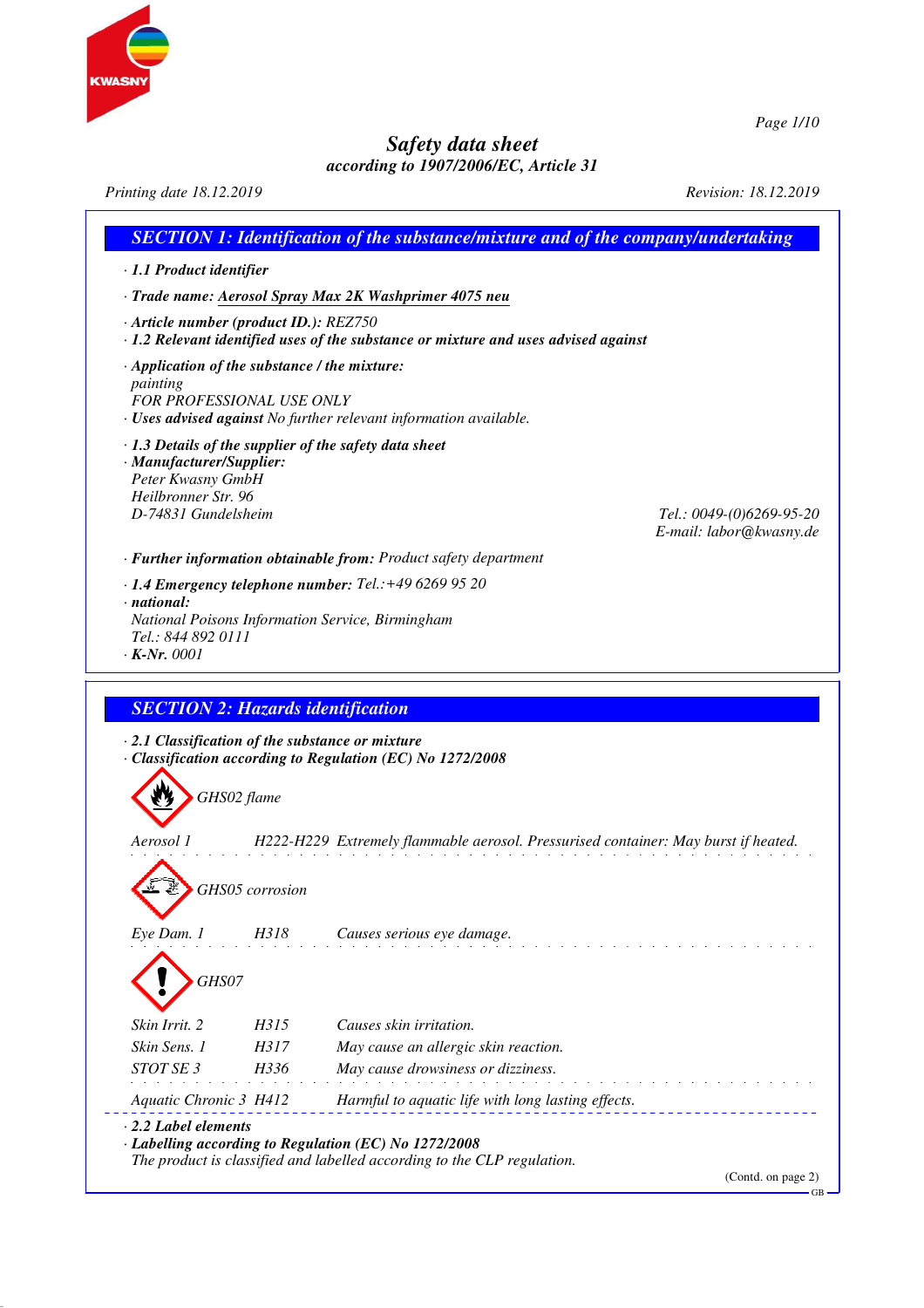# Safety data sheet
### according to 1907/2006/EC, Article 31

Printing date 18.12.2019 | Revision: 18.12.2019

## SECTION 1: Identification of the substance/mixture and of the company/undertaking

· **1.1 Product identifier**

· **Trade name: Aerosol Spray Max 2K Washprimer 4075 neu**

· **Article number (product ID.):** REZ750

· **1.2 Relevant identified uses of the substance or mixture and uses advised against**

· **Application of the substance / the mixture:**
painting
FOR PROFESSIONAL USE ONLY

· **Uses advised against** No further relevant information available.

· **1.3 Details of the supplier of the safety data sheet**

· **Manufacturer/Supplier:**
Peter Kwasny GmbH
Heilbronner Str. 96
D-74831 Gundelsheim
Tel.: 0049-(0)6269-95-20
E-mail: labor@kwasny.de

· **Further information obtainable from:** Product safety department

· **1.4 Emergency telephone number:** Tel.:+49 6269 95 20

· **national:**
National Poisons Information Service, Birmingham
Tel.: 844 892 0111

· **K-Nr.** 0001

## SECTION 2: Hazards identification

· **2.1 Classification of the substance or mixture**

· **Classification according to Regulation (EC) No 1272/2008**

GHS02 flame

| | | |
|---|---|---|
| Aerosol 1 | H222-H229 | Extremely flammable aerosol. Pressurised container: May burst if heated. |

GHS05 corrosion

| | | |
|---|---|---|
| Eye Dam. 1 | H318 | Causes serious eye damage. |

GHS07

| | | |
|---|---|---|
| Skin Irrit. 2 | H315 | Causes skin irritation. |
| Skin Sens. 1 | H317 | May cause an allergic skin reaction. |
| STOT SE 3 | H336 | May cause drowsiness or dizziness. |
| Aquatic Chronic 3 | H412 | Harmful to aquatic life with long lasting effects. |

· **2.2 Label elements**

· **Labelling according to Regulation (EC) No 1272/2008**
The product is classified and labelled according to the CLP regulation.

(Contd. on page 2)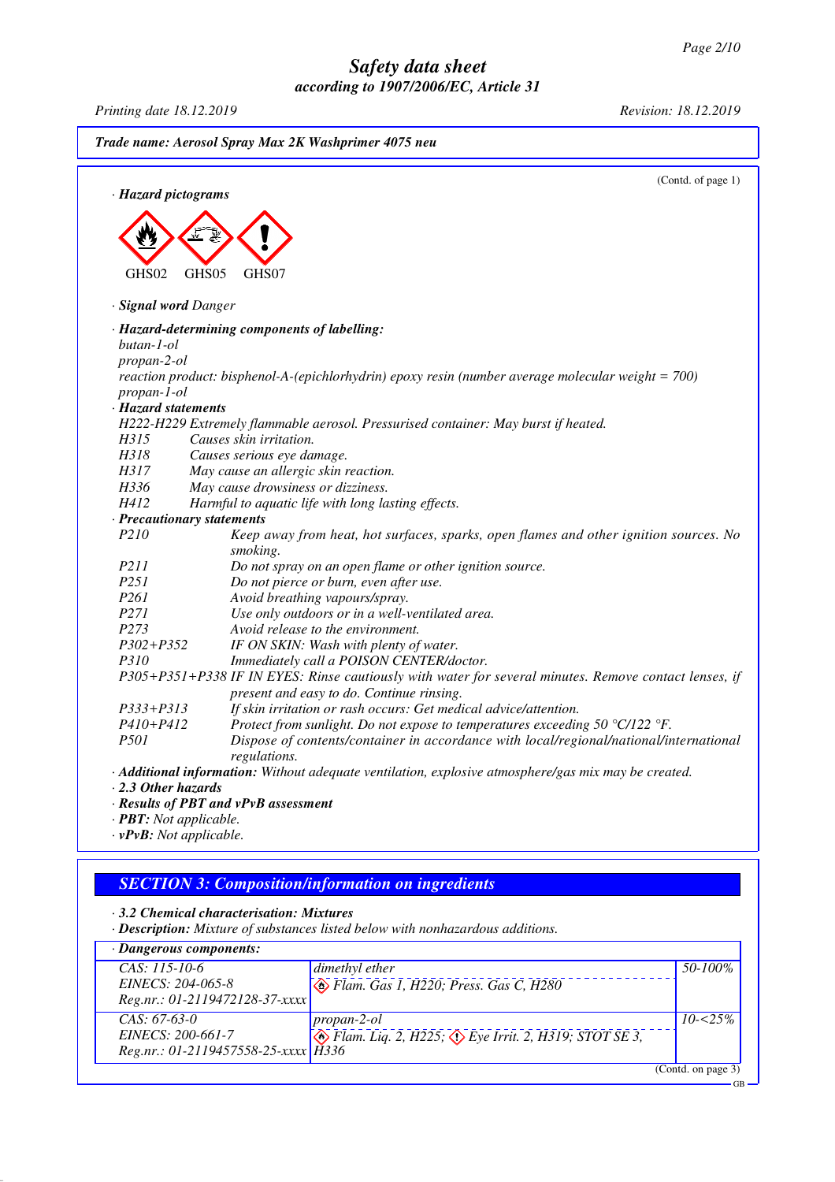Trade name: Aerosol Spray Max 2K Washprimer 4075 neu

(Contd. of page 1)

· **Hazard pictograms**

GHS02 GHS05 GHS07

· **Signal word** Danger

· **Hazard-determining components of labelling:**
butan-1-ol
propan-2-ol
reaction product: bisphenol-A-(epichlorhydrin) epoxy resin (number average molecular weight = 700)
propan-1-ol

· **Hazard statements**

H222-H229 Extremely flammable aerosol. Pressurised container: May burst if heated.
H315 Causes skin irritation.
H318 Causes serious eye damage.
H317 May cause an allergic skin reaction.
H336 May cause drowsiness or dizziness.
H412 Harmful to aquatic life with long lasting effects.

· **Precautionary statements**

P210 Keep away from heat, hot surfaces, sparks, open flames and other ignition sources. No smoking.
P211 Do not spray on an open flame or other ignition source.
P251 Do not pierce or burn, even after use.
P261 Avoid breathing vapours/spray.
P271 Use only outdoors or in a well-ventilated area.
P273 Avoid release to the environment.
P302+P352 IF ON SKIN: Wash with plenty of water.
P310 Immediately call a POISON CENTER/doctor.
P305+P351+P338 IF IN EYES: Rinse cautiously with water for several minutes. Remove contact lenses, if present and easy to do. Continue rinsing.
P333+P313 If skin irritation or rash occurs: Get medical advice/attention.
P410+P412 Protect from sunlight. Do not expose to temperatures exceeding 50 °C/122 °F.
P501 Dispose of contents/container in accordance with local/regional/national/international regulations.

· **Additional information:** Without adequate ventilation, explosive atmosphere/gas mix may be created.

· **2.3 Other hazards**

· **Results of PBT and vPvB assessment**

· **PBT:** Not applicable.

· **vPvB:** Not applicable.

## SECTION 3: Composition/information on ingredients

· **3.2 Chemical characterisation: Mixtures**

· **Description:** Mixture of substances listed below with nonhazardous additions.

· **Dangerous components:**

| | | |
|---|---|---|
| CAS: 115-10-6<br>EINECS: 204-065-8<br>Reg.nr.: 01-2119472128-37-xxxx | dimethyl ether<br>Flam. Gas 1, H220; Press. Gas C, H280 | 50-100% |
| CAS: 67-63-0<br>EINECS: 200-661-7<br>Reg.nr.: 01-2119457558-25-xxxx | propan-2-ol<br>Flam. Liq. 2, H225; Eye Irrit. 2, H319; STOT SE 3, H336 | 10-<25% |

(Contd. on page 3)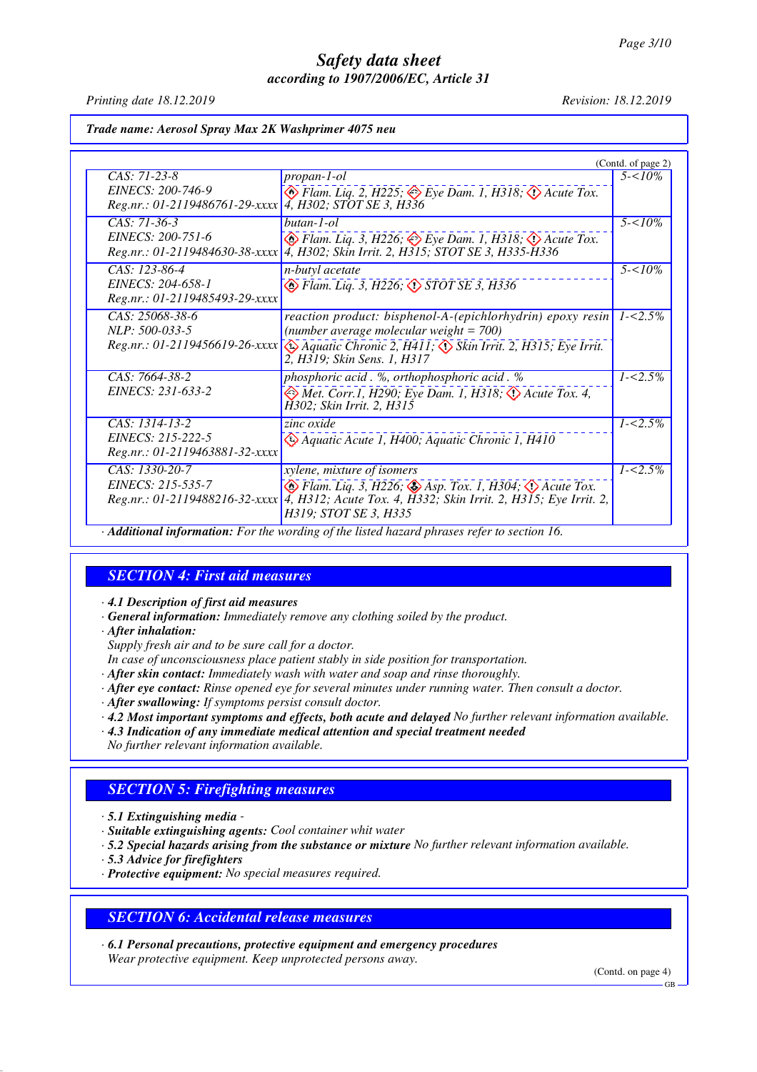*Trade name: Aerosol Spray Max 2K Washprimer 4075 neu*

(Contd. of page 2)

| | | |
|---|---|---|
| CAS: 71-23-8<br>EINECS: 200-746-9<br>Reg.nr.: 01-2119486761-29-xxxx | propan-1-ol<br>Flam. Liq. 2, H225; Eye Dam. 1, H318; Acute Tox. 4, H302; STOT SE 3, H336 | 5-<10% |
| CAS: 71-36-3<br>EINECS: 200-751-6<br>Reg.nr.: 01-2119484630-38-xxxx | butan-1-ol<br>Flam. Liq. 3, H226; Eye Dam. 1, H318; Acute Tox. 4, H302; Skin Irrit. 2, H315; STOT SE 3, H335-H336 | 5-<10% |
| CAS: 123-86-4<br>EINECS: 204-658-1<br>Reg.nr.: 01-2119485493-29-xxxx | n-butyl acetate<br>Flam. Liq. 3, H226; STOT SE 3, H336 | 5-<10% |
| CAS: 25068-38-6<br>NLP: 500-033-5<br>Reg.nr.: 01-2119456619-26-xxxx | reaction product: bisphenol-A-(epichlorhydrin) epoxy resin (number average molecular weight = 700)<br>Aquatic Chronic 2, H411; Skin Irrit. 2, H315; Eye Irrit. 2, H319; Skin Sens. 1, H317 | 1-<2.5% |
| CAS: 7664-38-2<br>EINECS: 231-633-2 | phosphoric acid . %, orthophosphoric acid . %<br>Met. Corr.1, H290; Eye Dam. 1, H318; Acute Tox. 4, H302; Skin Irrit. 2, H315 | 1-<2.5% |
| CAS: 1314-13-2<br>EINECS: 215-222-5<br>Reg.nr.: 01-2119463881-32-xxxx | zinc oxide<br>Aquatic Acute 1, H400; Aquatic Chronic 1, H410 | 1-<2.5% |
| CAS: 1330-20-7<br>EINECS: 215-535-7<br>Reg.nr.: 01-2119488216-32-xxxx | xylene, mixture of isomers<br>Flam. Liq. 3, H226; Asp. Tox. 1, H304; Acute Tox. 4, H312; Acute Tox. 4, H332; Skin Irrit. 2, H315; Eye Irrit. 2, H319; STOT SE 3, H335 | 1-<2.5% |

· **Additional information:** For the wording of the listed hazard phrases refer to section 16.

## SECTION 4: First aid measures

· **4.1 Description of first aid measures**
· **General information:** Immediately remove any clothing soiled by the product.
· **After inhalation:**
Supply fresh air and to be sure call for a doctor.
In case of unconsciousness place patient stably in side position for transportation.
· **After skin contact:** Immediately wash with water and soap and rinse thoroughly.
· **After eye contact:** Rinse opened eye for several minutes under running water. Then consult a doctor.
· **After swallowing:** If symptoms persist consult doctor.
· **4.2 Most important symptoms and effects, both acute and delayed** No further relevant information available.
· **4.3 Indication of any immediate medical attention and special treatment needed**
No further relevant information available.

## SECTION 5: Firefighting measures

· **5.1 Extinguishing media** -
· **Suitable extinguishing agents:** Cool container whit water
· **5.2 Special hazards arising from the substance or mixture** No further relevant information available.
· **5.3 Advice for firefighters**
· **Protective equipment:** No special measures required.

## SECTION 6: Accidental release measures

· **6.1 Personal precautions, protective equipment and emergency procedures**
Wear protective equipment. Keep unprotected persons away.

(Contd. on page 4)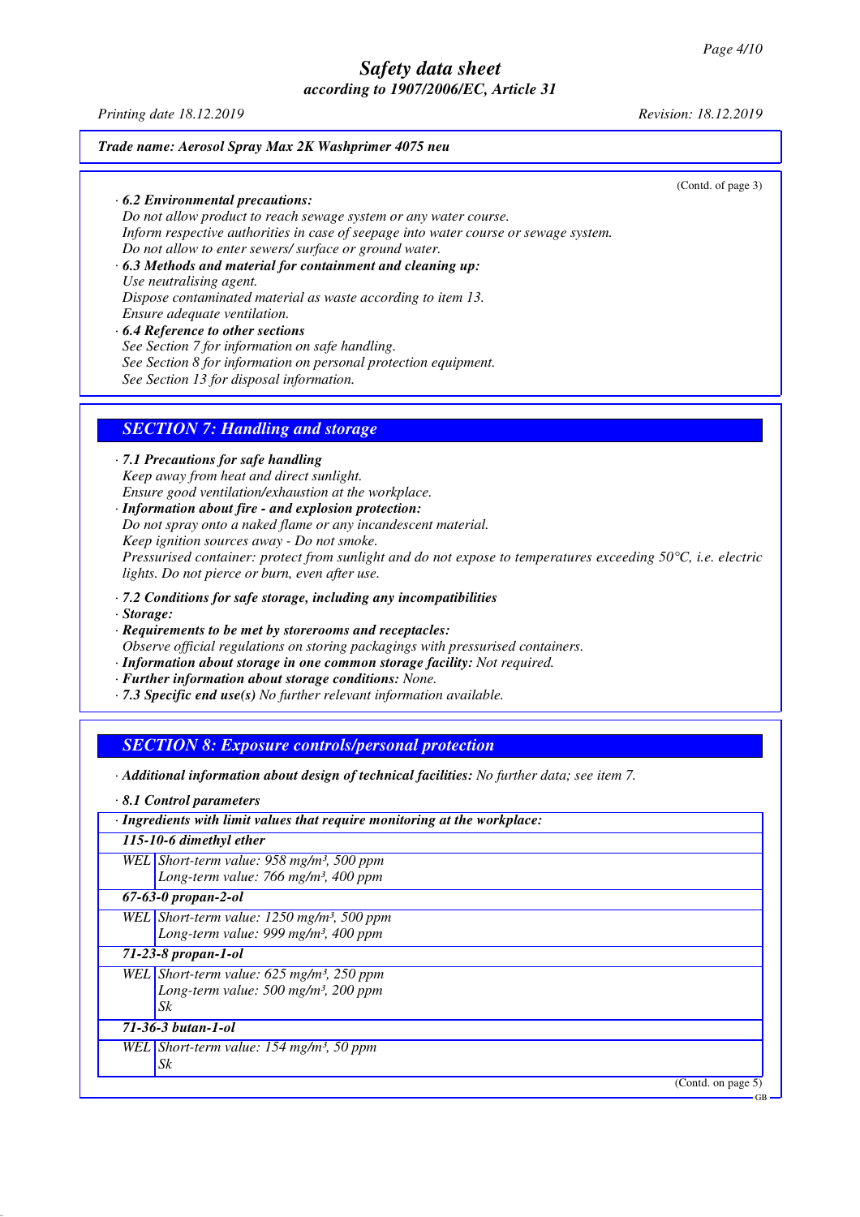(Contd. of page 3)

· **6.2 Environmental precautions:**
Do not allow product to reach sewage system or any water course.
Inform respective authorities in case of seepage into water course or sewage system.
Do not allow to enter sewers/ surface or ground water.

· **6.3 Methods and material for containment and cleaning up:**
Use neutralising agent.
Dispose contaminated material as waste according to item 13.
Ensure adequate ventilation.

· **6.4 Reference to other sections**
See Section 7 for information on safe handling.
See Section 8 for information on personal protection equipment.
See Section 13 for disposal information.

## SECTION 7: Handling and storage

· **7.1 Precautions for safe handling**
Keep away from heat and direct sunlight.
Ensure good ventilation/exhaustion at the workplace.

· **Information about fire - and explosion protection:**
Do not spray onto a naked flame or any incandescent material.
Keep ignition sources away - Do not smoke.
Pressurised container: protect from sunlight and do not expose to temperatures exceeding 50°C, i.e. electric lights. Do not pierce or burn, even after use.

· **7.2 Conditions for safe storage, including any incompatibilities**

· **Storage:**

· **Requirements to be met by storerooms and receptacles:**
Observe official regulations on storing packagings with pressurised containers.

· **Information about storage in one common storage facility:** Not required.

· **Further information about storage conditions:** None.

· **7.3 Specific end use(s)** No further relevant information available.

## SECTION 8: Exposure controls/personal protection

· **Additional information about design of technical facilities:** No further data; see item 7.

· **8.1 Control parameters**

| · **Ingredients with limit values that require monitoring at the workplace:** | |
|---|---|
| **115-10-6 dimethyl ether** | |
| WEL | Short-term value: 958 mg/m³, 500 ppm<br>Long-term value: 766 mg/m³, 400 ppm |
| **67-63-0 propan-2-ol** | |
| WEL | Short-term value: 1250 mg/m³, 500 ppm<br>Long-term value: 999 mg/m³, 400 ppm |
| **71-23-8 propan-1-ol** | |
| WEL | Short-term value: 625 mg/m³, 250 ppm<br>Long-term value: 500 mg/m³, 200 ppm<br>Sk |
| **71-36-3 butan-1-ol** | |
| WEL | Short-term value: 154 mg/m³, 50 ppm<br>Sk |

(Contd. on page 5)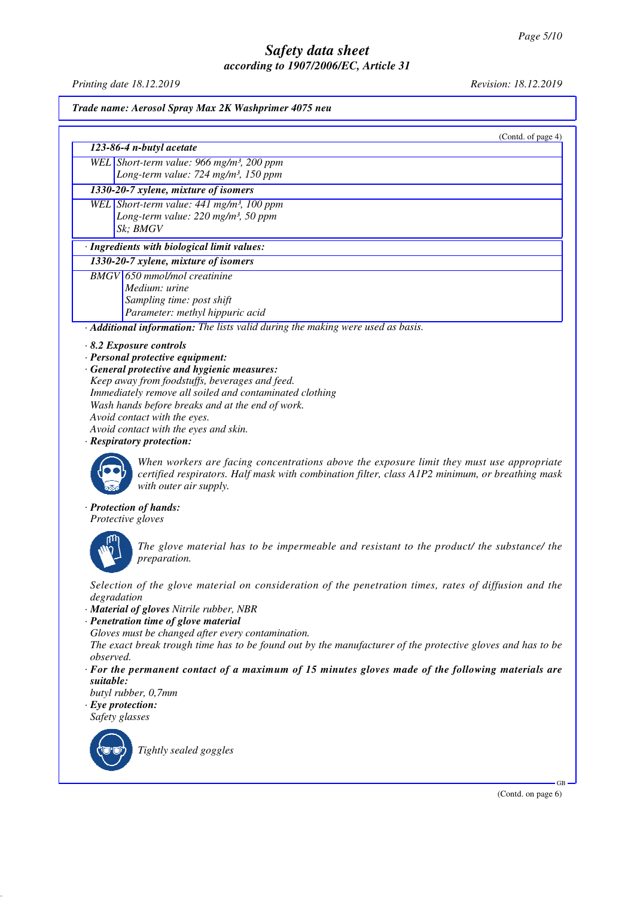(Contd. of page 4)

| 123-86-4 n-butyl acetate | |
|---|---|
| WEL | Short-term value: 966 mg/m³, 200 ppm<br>Long-term value: 724 mg/m³, 150 ppm |

| 1330-20-7 xylene, mixture of isomers | |
|---|---|
| WEL | Short-term value: 441 mg/m³, 100 ppm<br>Long-term value: 220 mg/m³, 50 ppm<br>Sk; BMGV |

**· Ingredients with biological limit values:**

| 1330-20-7 xylene, mixture of isomers | |
|---|---|
| BMGV | 650 mmol/mol creatinine<br>Medium: urine<br>Sampling time: post shift<br>Parameter: methyl hippuric acid |

· **Additional information:** The lists valid during the making were used as basis.

· **8.2 Exposure controls**

· **Personal protective equipment:**

· **General protective and hygienic measures:**

Keep away from foodstuffs, beverages and feed.
Immediately remove all soiled and contaminated clothing
Wash hands before breaks and at the end of work.
Avoid contact with the eyes.
Avoid contact with the eyes and skin.

· **Respiratory protection:**

When workers are facing concentrations above the exposure limit they must use appropriate certified respirators. Half mask with combination filter, class A1P2 minimum, or breathing mask with outer air supply.

· **Protection of hands:**

Protective gloves

The glove material has to be impermeable and resistant to the product/ the substance/ the preparation.

Selection of the glove material on consideration of the penetration times, rates of diffusion and the degradation

· **Material of gloves** Nitrile rubber, NBR

· **Penetration time of glove material**

Gloves must be changed after every contamination.
The exact break trough time has to be found out by the manufacturer of the protective gloves and has to be observed.

· **For the permanent contact of a maximum of 15 minutes gloves made of the following materials are suitable:**

butyl rubber, 0,7mm

· **Eye protection:**

Safety glasses

Tightly sealed goggles

(Contd. on page 6)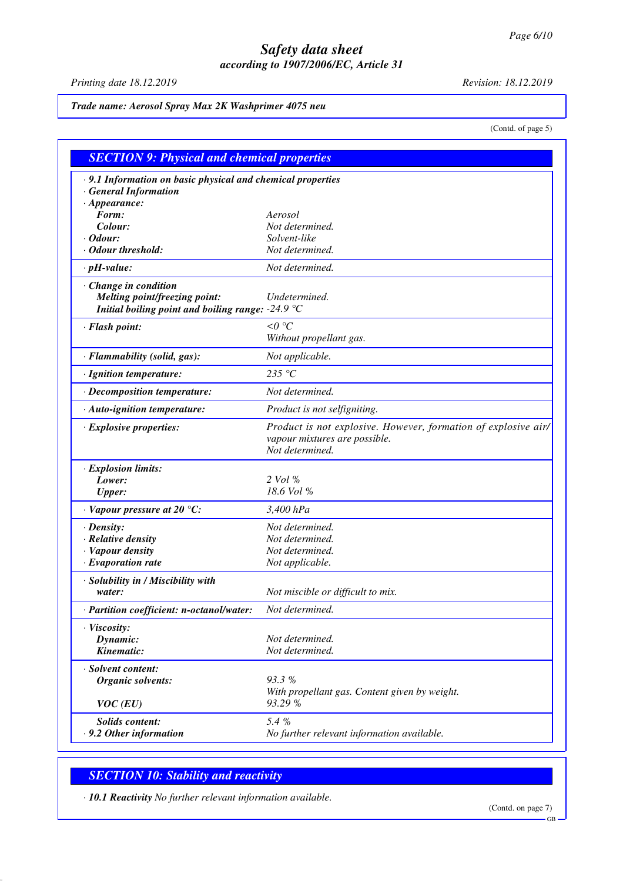# Safety data sheet
## according to 1907/2006/EC, Article 31

Printing date 18.12.2019 — Revision: 18.12.2019

**Trade name: Aerosol Spray Max 2K Washprimer 4075 neu**

(Contd. of page 5)

## SECTION 9: Physical and chemical properties

| Property | Value |
|---|---|
| · **9.1 Information on basic physical and chemical properties** | |
| · **General Information** | |
| · **Appearance:** | |
| **Form:** | Aerosol |
| **Colour:** | Not determined. |
| · **Odour:** | Solvent-like |
| · **Odour threshold:** | Not determined. |
| · **pH-value:** | Not determined. |
| · **Change in condition** | |
| **Melting point/freezing point:** | Undetermined. |
| **Initial boiling point and boiling range:** | -24.9 °C |
| · **Flash point:** | <0 °C<br>Without propellant gas. |
| · **Flammability (solid, gas):** | Not applicable. |
| · **Ignition temperature:** | 235 °C |
| · **Decomposition temperature:** | Not determined. |
| · **Auto-ignition temperature:** | Product is not selfigniting. |
| · **Explosive properties:** | Product is not explosive. However, formation of explosive air/vapour mixtures are possible.<br>Not determined. |
| · **Explosion limits:** | |
| **Lower:** | 2 Vol % |
| **Upper:** | 18.6 Vol % |
| · **Vapour pressure at 20 °C:** | 3,400 hPa |
| · **Density:** | Not determined. |
| · **Relative density** | Not determined. |
| · **Vapour density** | Not determined. |
| · **Evaporation rate** | Not applicable. |
| · **Solubility in / Miscibility with water:** | Not miscible or difficult to mix. |
| · **Partition coefficient: n-octanol/water:** | Not determined. |
| · **Viscosity:** | |
| **Dynamic:** | Not determined. |
| **Kinematic:** | Not determined. |
| · **Solvent content:** | |
| **Organic solvents:** | 93.3 %<br>With propellant gas. Content given by weight. |
| **VOC (EU)** | 93.29 % |
| **Solids content:** | 5.4 % |
| · **9.2 Other information** | No further relevant information available. |

## SECTION 10: Stability and reactivity

· **10.1 Reactivity** No further relevant information available.

(Contd. on page 7)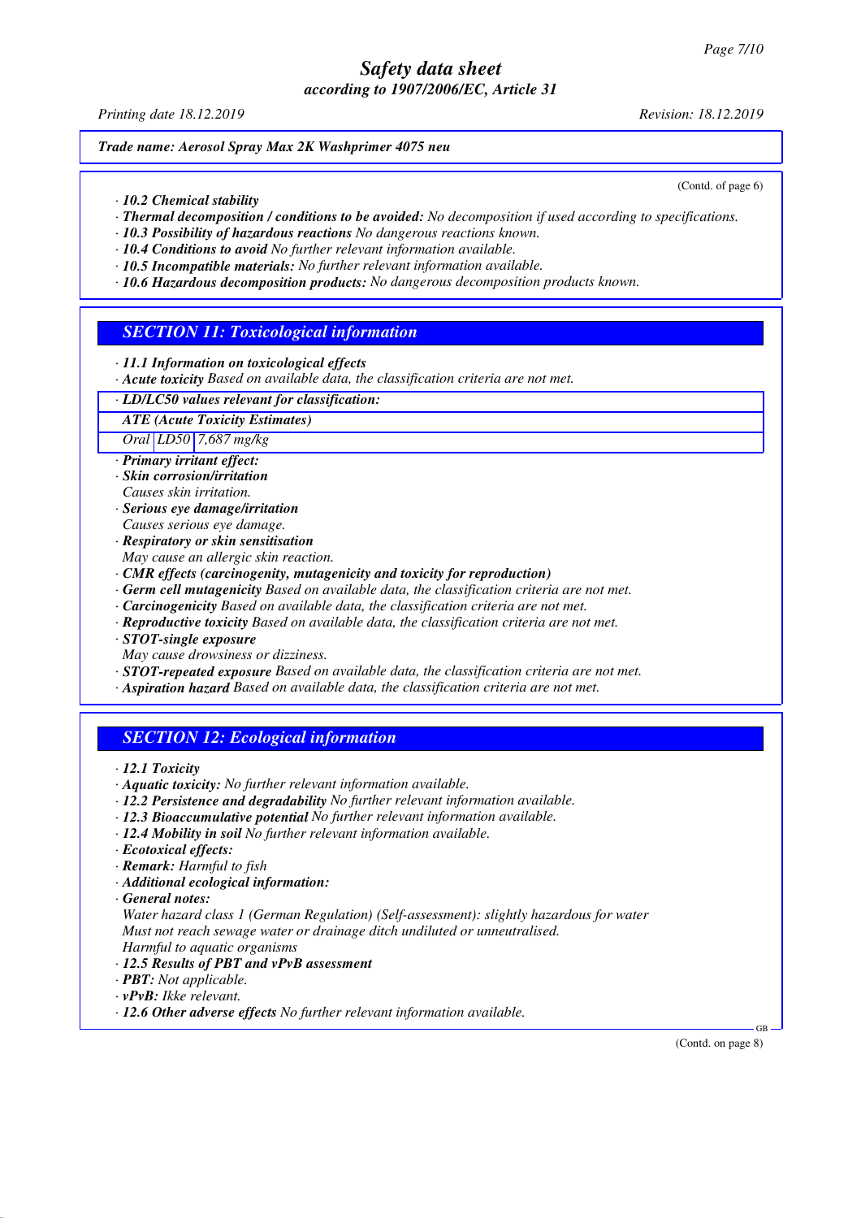## Safety data sheet
### according to 1907/2006/EC, Article 31

*Printing date 18.12.2019* *Revision: 18.12.2019*

**Trade name: Aerosol Spray Max 2K Washprimer 4075 neu**

(Contd. of page 6)

· **10.2 Chemical stability**
· **Thermal decomposition / conditions to be avoided:** No decomposition if used according to specifications.
· **10.3 Possibility of hazardous reactions** No dangerous reactions known.
· **10.4 Conditions to avoid** No further relevant information available.
· **10.5 Incompatible materials:** No further relevant information available.
· **10.6 Hazardous decomposition products:** No dangerous decomposition products known.

## SECTION 11: Toxicological information

· **11.1 Information on toxicological effects**
· **Acute toxicity** Based on available data, the classification criteria are not met.

| · LD/LC50 values relevant for classification: | | |
|---|---|---|
| **ATE (Acute Toxicity Estimates)** | | |
| Oral | LD50 | 7,687 mg/kg |

· **Primary irritant effect:**
· **Skin corrosion/irritation**
Causes skin irritation.
· **Serious eye damage/irritation**
Causes serious eye damage.
· **Respiratory or skin sensitisation**
May cause an allergic skin reaction.
· **CMR effects (carcinogenity, mutagenicity and toxicity for reproduction)**
· **Germ cell mutagenicity** Based on available data, the classification criteria are not met.
· **Carcinogenicity** Based on available data, the classification criteria are not met.
· **Reproductive toxicity** Based on available data, the classification criteria are not met.
· **STOT-single exposure**
May cause drowsiness or dizziness.
· **STOT-repeated exposure** Based on available data, the classification criteria are not met.
· **Aspiration hazard** Based on available data, the classification criteria are not met.

## SECTION 12: Ecological information

· **12.1 Toxicity**
· **Aquatic toxicity:** No further relevant information available.
· **12.2 Persistence and degradability** No further relevant information available.
· **12.3 Bioaccumulative potential** No further relevant information available.
· **12.4 Mobility in soil** No further relevant information available.
· **Ecotoxical effects:**
· **Remark:** Harmful to fish
· **Additional ecological information:**
· **General notes:**
Water hazard class 1 (German Regulation) (Self-assessment): slightly hazardous for water
Must not reach sewage water or drainage ditch undiluted or unneutralised.
Harmful to aquatic organisms
· **12.5 Results of PBT and vPvB assessment**
· **PBT:** Not applicable.
· **vPvB:** Ikke relevant.
· **12.6 Other adverse effects** No further relevant information available.

(Contd. on page 8)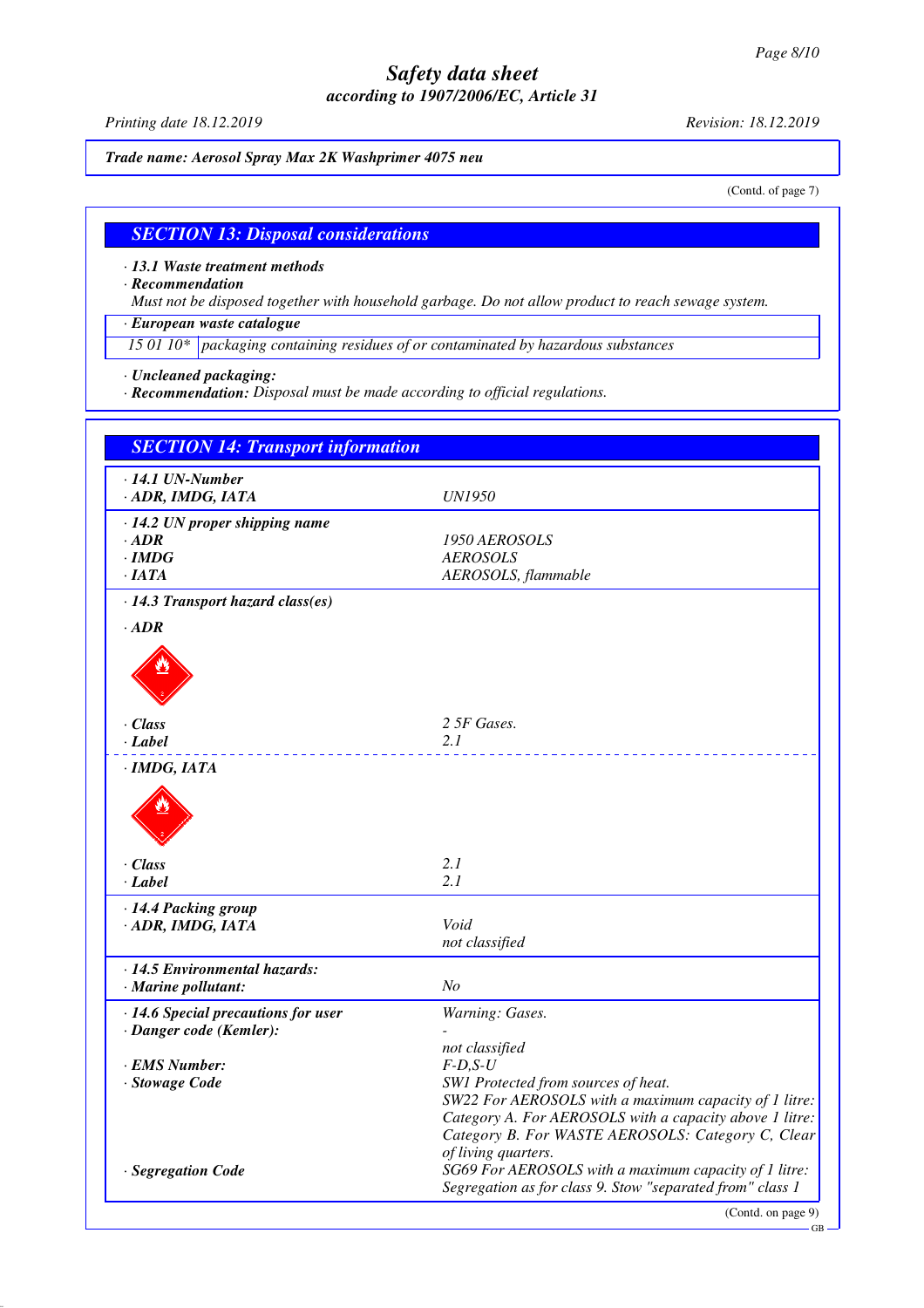**Safety data sheet**
**according to 1907/2006/EC, Article 31**

Printing date 18.12.2019 Revision: 18.12.2019

**Trade name: Aerosol Spray Max 2K Washprimer 4075 neu**

(Contd. of page 7)

## SECTION 13: Disposal considerations

· **13.1 Waste treatment methods**
· **Recommendation**
Must not be disposed together with household garbage. Do not allow product to reach sewage system.

· **European waste catalogue**

| 15 01 10* | packaging containing residues of or contaminated by hazardous substances |
|---|---|

· **Uncleaned packaging:**
· **Recommendation:** Disposal must be made according to official regulations.

## SECTION 14: Transport information

| | |
|---|---|
| · **14.1 UN-Number** | |
| · **ADR, IMDG, IATA** | UN1950 |
| · **14.2 UN proper shipping name** | |
| · **ADR** | 1950 AEROSOLS |
| · **IMDG** | AEROSOLS |
| · **IATA** | AEROSOLS, flammable |
| · **14.3 Transport hazard class(es)** | |
| · **ADR** | |
| · **Class** | 2 5F Gases. |
| · **Label** | 2.1 |
| · **IMDG, IATA** | |
| · **Class** | 2.1 |
| · **Label** | 2.1 |
| · **14.4 Packing group** | |
| · **ADR, IMDG, IATA** | Void<br>not classified |
| · **14.5 Environmental hazards:** | |
| · **Marine pollutant:** | No |
| · **14.6 Special precautions for user** | Warning: Gases. |
| · **Danger code (Kemler):** | -<br>not classified |
| · **EMS Number:** | F-D,S-U |
| · **Stowage Code** | SW1 Protected from sources of heat.<br>SW22 For AEROSOLS with a maximum capacity of 1 litre: Category A. For AEROSOLS with a capacity above 1 litre: Category B. For WASTE AEROSOLS: Category C, Clear of living quarters. |
| · **Segregation Code** | SG69 For AEROSOLS with a maximum capacity of 1 litre: Segregation as for class 9. Stow "separated from" class 1 |

(Contd. on page 9)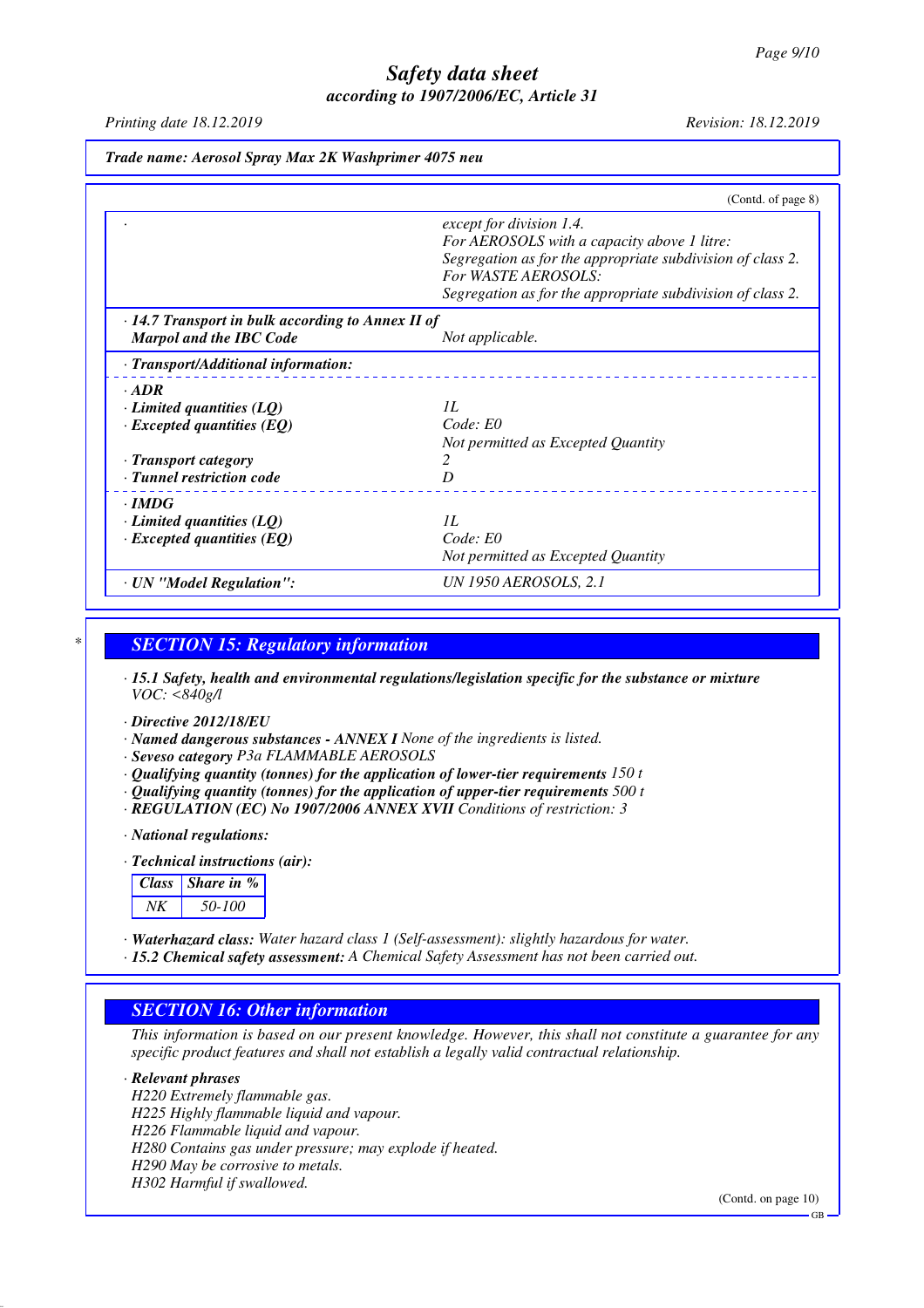Trade name: Aerosol Spray Max 2K Washprimer 4075 neu

(Contd. of page 8)

| | |
|---|---|
| · | except for division 1.4.<br>For AEROSOLS with a capacity above 1 litre:<br>Segregation as for the appropriate subdivision of class 2.<br>For WASTE AEROSOLS:<br>Segregation as for the appropriate subdivision of class 2. |
| · **14.7 Transport in bulk according to Annex II of Marpol and the IBC Code** | Not applicable. |
| · **Transport/Additional information:** | |
| · **ADR** | |
| · **Limited quantities (LQ)** | 1L |
| · **Excepted quantities (EQ)** | Code: E0<br>Not permitted as Excepted Quantity |
| · **Transport category** | 2 |
| · **Tunnel restriction code** | D |
| · **IMDG** | |
| · **Limited quantities (LQ)** | 1L |
| · **Excepted quantities (EQ)** | Code: E0<br>Not permitted as Excepted Quantity |
| · **UN "Model Regulation":** | UN 1950 AEROSOLS, 2.1 |

## SECTION 15: Regulatory information

· **15.1 Safety, health and environmental regulations/legislation specific for the substance or mixture**
VOC: <840g/l

· **Directive 2012/18/EU**
· **Named dangerous substances - ANNEX I** None of the ingredients is listed.
· **Seveso category** P3a FLAMMABLE AEROSOLS
· **Qualifying quantity (tonnes) for the application of lower-tier requirements** 150 t
· **Qualifying quantity (tonnes) for the application of upper-tier requirements** 500 t
· **REGULATION (EC) No 1907/2006 ANNEX XVII** Conditions of restriction: 3

· **National regulations:**

· **Technical instructions (air):**

| Class | Share in % |
|---|---|
| NK | 50-100 |

· **Waterhazard class:** Water hazard class 1 (Self-assessment): slightly hazardous for water.
· **15.2 Chemical safety assessment:** A Chemical Safety Assessment has not been carried out.

## SECTION 16: Other information

This information is based on our present knowledge. However, this shall not constitute a guarantee for any specific product features and shall not establish a legally valid contractual relationship.

· **Relevant phrases**
H220 Extremely flammable gas.
H225 Highly flammable liquid and vapour.
H226 Flammable liquid and vapour.
H280 Contains gas under pressure; may explode if heated.
H290 May be corrosive to metals.
H302 Harmful if swallowed.

(Contd. on page 10)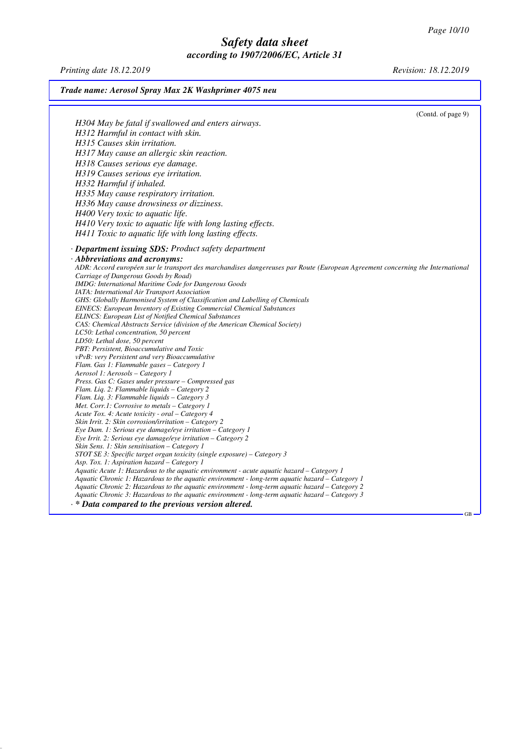(Contd. of page 9)

H304 May be fatal if swallowed and enters airways.
H312 Harmful in contact with skin.
H315 Causes skin irritation.
H317 May cause an allergic skin reaction.
H318 Causes serious eye damage.
H319 Causes serious eye irritation.
H332 Harmful if inhaled.
H335 May cause respiratory irritation.
H336 May cause drowsiness or dizziness.
H400 Very toxic to aquatic life.
H410 Very toxic to aquatic life with long lasting effects.
H411 Toxic to aquatic life with long lasting effects.

· **Department issuing SDS:** Product safety department

· **Abbreviations and acronyms:**
ADR: Accord européen sur le transport des marchandises dangereuses par Route (European Agreement concerning the International Carriage of Dangerous Goods by Road)
IMDG: International Maritime Code for Dangerous Goods
IATA: International Air Transport Association
GHS: Globally Harmonised System of Classification and Labelling of Chemicals
EINECS: European Inventory of Existing Commercial Chemical Substances
ELINCS: European List of Notified Chemical Substances
CAS: Chemical Abstracts Service (division of the American Chemical Society)
LC50: Lethal concentration, 50 percent
LD50: Lethal dose, 50 percent
PBT: Persistent, Bioaccumulative and Toxic
vPvB: very Persistent and very Bioaccumulative
Flam. Gas 1: Flammable gases – Category 1
Aerosol 1: Aerosols – Category 1
Press. Gas C: Gases under pressure – Compressed gas
Flam. Liq. 2: Flammable liquids – Category 2
Flam. Liq. 3: Flammable liquids – Category 3
Met. Corr.1: Corrosive to metals – Category 1
Acute Tox. 4: Acute toxicity - oral – Category 4
Skin Irrit. 2: Skin corrosion/irritation – Category 2
Eye Dam. 1: Serious eye damage/eye irritation – Category 1
Eye Irrit. 2: Serious eye damage/eye irritation – Category 2
Skin Sens. 1: Skin sensitisation – Category 1
STOT SE 3: Specific target organ toxicity (single exposure) – Category 3
Asp. Tox. 1: Aspiration hazard – Category 1
Aquatic Acute 1: Hazardous to the aquatic environment - acute aquatic hazard – Category 1
Aquatic Chronic 1: Hazardous to the aquatic environment - long-term aquatic hazard – Category 1
Aquatic Chronic 2: Hazardous to the aquatic environment - long-term aquatic hazard – Category 2
Aquatic Chronic 3: Hazardous to the aquatic environment - long-term aquatic hazard – Category 3

· *** Data compared to the previous version altered.**